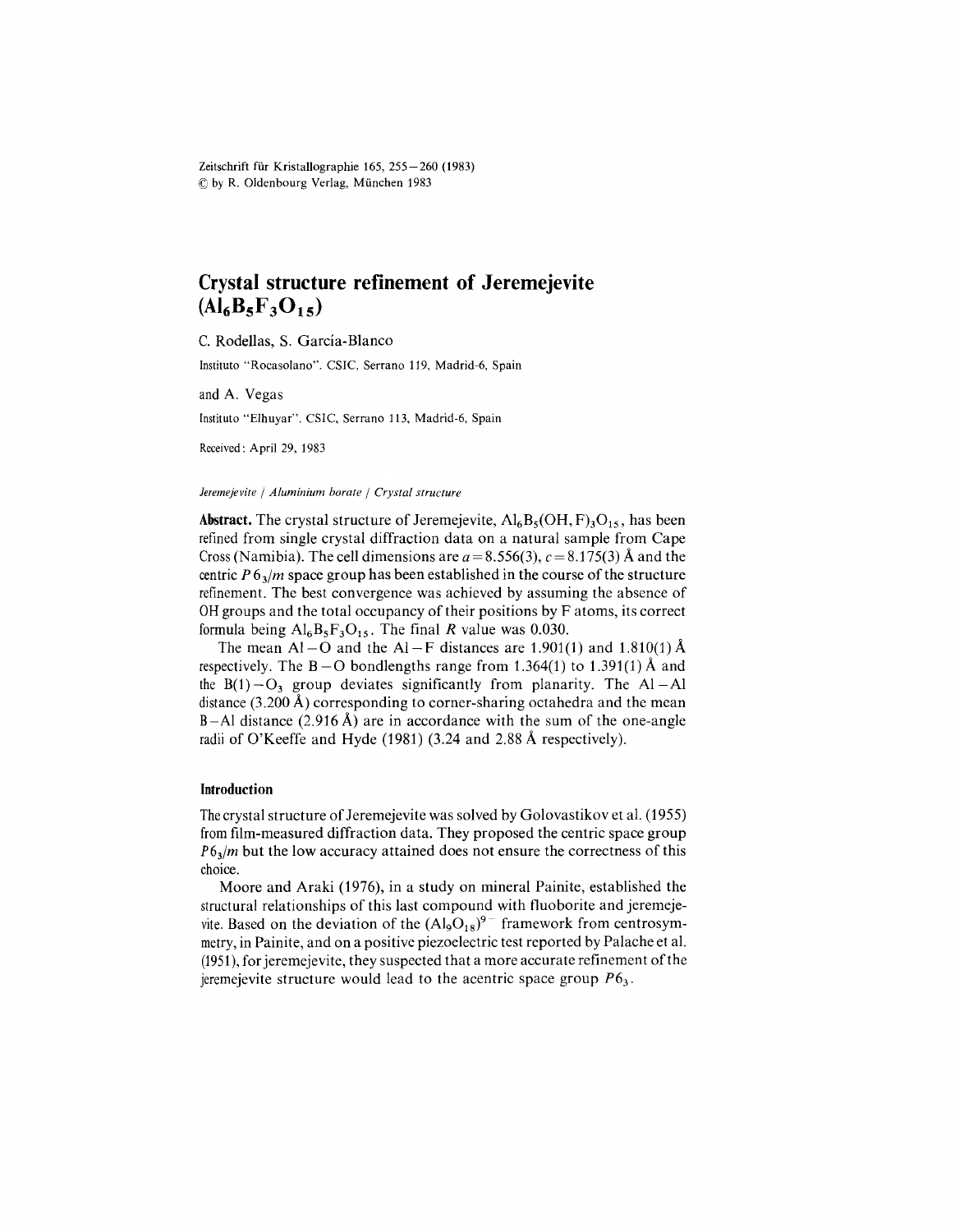Zeitschrift für Kristallographie 165, 255–260 (1983)
© by R. Oldenbourg Verlag, München 1983

# Crystal structure refinement of Jeremejevite ($Al_6B_5F_3O_{15}$)

C. Rodellas, S. García-Blanco

Instituto "Rocasolano". CSIC, Serrano 119, Madrid-6, Spain

and A. Vegas

Instituto "Elhuyar". CSIC, Serrano 113, Madrid-6, Spain

Received: April 29, 1983

*Jeremejevite / Aluminium borate / Crystal structure*

**Abstract.** The crystal structure of Jeremejevite, $Al_6B_5(OH, F)_3O_{15}$, has been refined from single crystal diffraction data on a natural sample from Cape Cross (Namibia). The cell dimensions are $a = 8.556(3)$, $c = 8.175(3)$ Å and the centric $P6_3/m$ space group has been established in the course of the structure refinement. The best convergence was achieved by assuming the absence of OH groups and the total occupancy of their positions by F atoms, its correct formula being $Al_6B_5F_3O_{15}$. The final $R$ value was 0.030.

The mean Al–O and the Al–F distances are 1.901(1) and 1.810(1) Å respectively. The B–O bondlengths range from 1.364(1) to 1.391(1) Å and the $B(1)-O_3$ group deviates significantly from planarity. The Al–Al distance (3.200 Å) corresponding to corner-sharing octahedra and the mean B–Al distance (2.916 Å) are in accordance with the sum of the one-angle radii of O'Keeffe and Hyde (1981) (3.24 and 2.88 Å respectively).

## Introduction

The crystal structure of Jeremejevite was solved by Golovastikov et al. (1955) from film-measured diffraction data. They proposed the centric space group $P6_3/m$ but the low accuracy attained does not ensure the correctness of this choice.

Moore and Araki (1976), in a study on mineral Painite, established the structural relationships of this last compound with fluoborite and jeremejevite. Based on the deviation of the $(Al_9O_{18})^{9-}$ framework from centrosymmetry, in Painite, and on a positive piezoelectric test reported by Palache et al. (1951), for jeremejevite, they suspected that a more accurate refinement of the jeremejevite structure would lead to the acentric space group $P6_3$.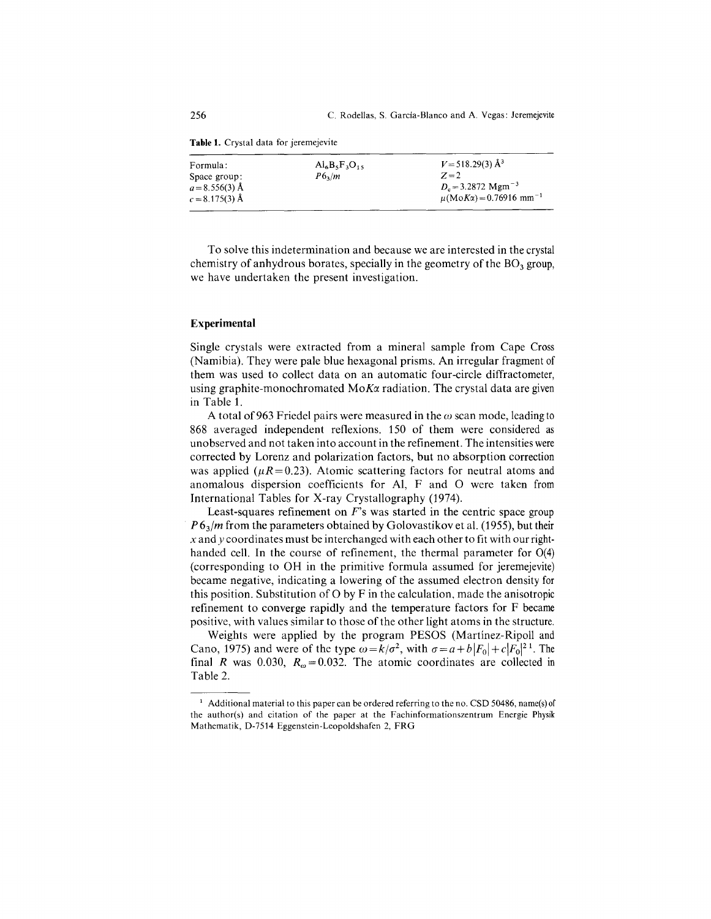**Table 1.** Crystal data for jeremejevite

| | | |
|---|---|---|
| Formula: | $Al_6B_5F_3O_{15}$ | $V = 518.29(3)$ Å$^3$ |
| Space group: | $P6_3/m$ | $Z = 2$ |
| $a = 8.556(3)$ Å | | $D_c = 3.2872$ Mgm$^{-3}$ |
| $c = 8.175(3)$ Å | | $\mu$(Mo$K\alpha$) $= 0.76916$ mm$^{-1}$ |

To solve this indetermination and because we are interested in the crystal chemistry of anhydrous borates, specially in the geometry of the $BO_3$ group, we have undertaken the present investigation.

## Experimental

Single crystals were extracted from a mineral sample from Cape Cross (Namibia). They were pale blue hexagonal prisms. An irregular fragment of them was used to collect data on an automatic four-circle diffractometer, using graphite-monochromated Mo$K\alpha$ radiation. The crystal data are given in Table 1.

A total of 963 Friedel pairs were measured in the $\omega$ scan mode, leading to 868 averaged independent reflexions. 150 of them were considered as unobserved and not taken into account in the refinement. The intensities were corrected by Lorenz and polarization factors, but no absorption correction was applied ($\mu R = 0.23$). Atomic scattering factors for neutral atoms and anomalous dispersion coefficients for Al, F and O were taken from International Tables for X-ray Crystallography (1974).

Least-squares refinement on $F$'s was started in the centric space group $P6_3/m$ from the parameters obtained by Golovastikov et al. (1955), but their $x$ and $y$ coordinates must be interchanged with each other to fit with our right-handed cell. In the course of refinement, the thermal parameter for O(4) (corresponding to OH in the primitive formula assumed for jeremejevite) became negative, indicating a lowering of the assumed electron density for this position. Substitution of O by F in the calculation, made the anisotropic refinement to converge rapidly and the temperature factors for F became positive, with values similar to those of the other light atoms in the structure.

Weights were applied by the program PESOS (Martínez-Ripoll and Cano, 1975) and were of the type $\omega = k/\sigma^2$, with $\sigma = a + b|F_0| + c|F_0|^2$ [1]. The final $R$ was 0.030, $R_\omega = 0.032$. The atomic coordinates are collected in Table 2.

---

[1] Additional material to this paper can be ordered referring to the no. CSD 50486, name(s) of the author(s) and citation of the paper at the Fachinformationszentrum Energie Physik Mathematik, D-7514 Eggenstein-Leopoldshafen 2, FRG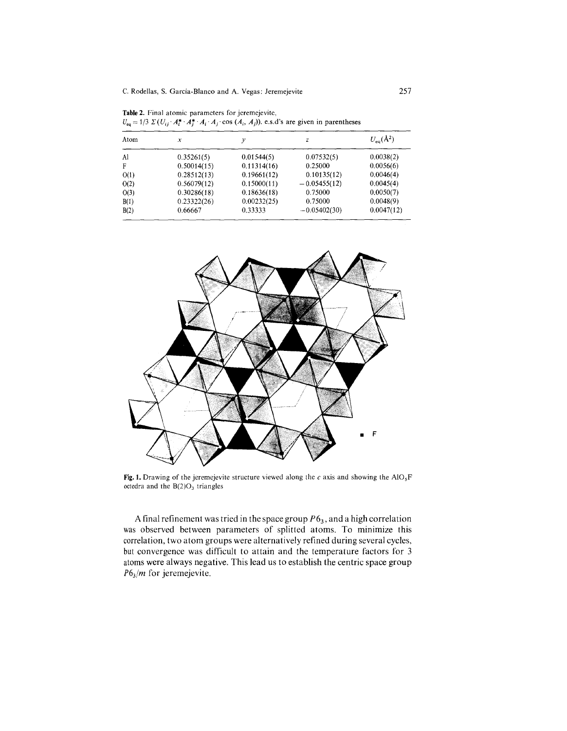**Table 2.** Final atomic parameters for jeremejevite, $U_{eq} = 1/3\ \Sigma(U_{ij} \cdot A_i^* \cdot A_j^* \cdot A_i \cdot A_j \cdot \cos(A_i, A_j))$. e.s.d's are given in parentheses

| Atom | $x$ | $y$ | $z$ | $U_{eq}(\text{Å}^2)$ |
|---|---|---|---|---|
| Al | 0.35261(5) | 0.01544(5) | 0.07532(5) | 0.0038(2) |
| F | 0.50014(15) | 0.11314(16) | 0.25000 | 0.0056(6) |
| O(1) | 0.28512(13) | 0.19661(12) | 0.10135(12) | 0.0046(4) |
| O(2) | 0.56079(12) | 0.15000(11) | −0.05455(12) | 0.0045(4) |
| O(3) | 0.30286(18) | 0.18636(18) | 0.75000 | 0.0050(7) |
| B(1) | 0.23322(26) | 0.00232(25) | 0.75000 | 0.0048(9) |
| B(2) | 0.66667 | 0.33333 | −0.05402(30) | 0.0047(12) |

**Fig. 1.** Drawing of the jeremejevite structure viewed along the $c$ axis and showing the $AlO_5F$ octedra and the $B(2)O_3$ triangles

A final refinement was tried in the space group $P6_3$, and a high correlation was observed between parameters of splitted atoms. To minimize this correlation, two atom groups were alternatively refined during several cycles, but convergence was difficult to attain and the temperature factors for 3 atoms were always negative. This lead us to establish the centric space group $P6_3/m$ for jeremejevite.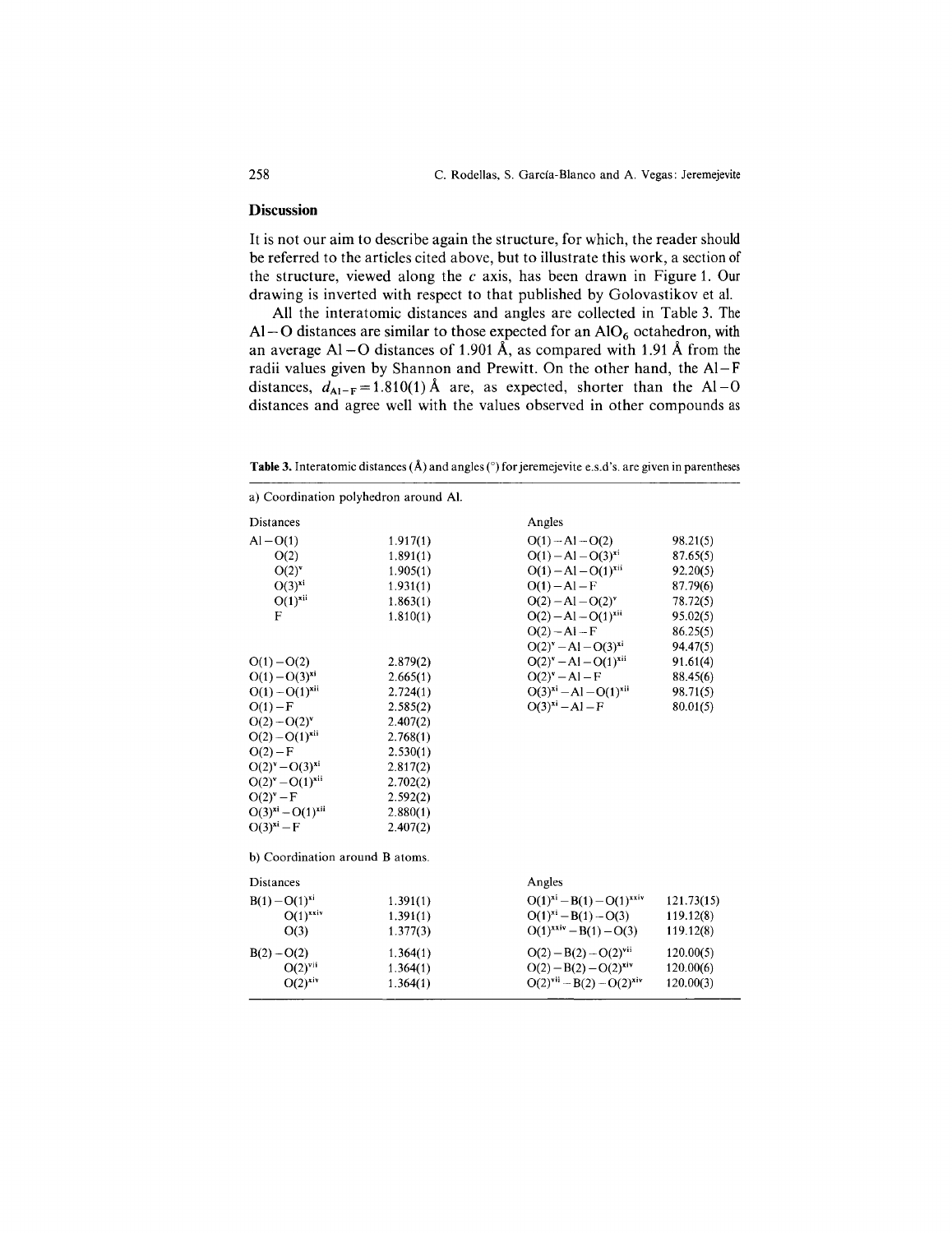## Discussion

It is not our aim to describe again the structure, for which, the reader should be referred to the articles cited above, but to illustrate this work, a section of the structure, viewed along the *c* axis, has been drawn in Figure 1. Our drawing is inverted with respect to that published by Golovastikov et al.

All the interatomic distances and angles are collected in Table 3. The Al – O distances are similar to those expected for an $AlO_6$ octahedron, with an average Al – O distances of 1.901 Å, as compared with 1.91 Å from the radii values given by Shannon and Prewitt. On the other hand, the Al – F distances, $d_{Al-F} = 1.810(1)$ Å are, as expected, shorter than the Al – O distances and agree well with the values observed in other compounds as

**Table 3.** Interatomic distances (Å) and angles (°) for jeremejevite e.s.d's. are given in parentheses

a) Coordination polyhedron around Al.

| Distances | | Angles | |
|---|---|---|---|
| Al – O(1) | 1.917(1) | O(1) – Al – O(2) | 98.21(5) |
| O(2) | 1.891(1) | O(1) – Al – $O(3)^{xi}$ | 87.65(5) |
| $O(2)^{v}$ | 1.905(1) | O(1) – Al – $O(1)^{xii}$ | 92.20(5) |
| $O(3)^{xi}$ | 1.931(1) | O(1) – Al – F | 87.79(6) |
| $O(1)^{xii}$ | 1.863(1) | O(2) – Al – $O(2)^{v}$ | 78.72(5) |
| F | 1.810(1) | O(2) – Al – $O(1)^{xii}$ | 95.02(5) |
| | | O(2) – Al – F | 86.25(5) |
| | | $O(2)^{v}$ – Al – $O(3)^{xi}$ | 94.47(5) |
| O(1) – O(2) | 2.879(2) | $O(2)^{v}$ – Al – $O(1)^{xii}$ | 91.61(4) |
| O(1) – $O(3)^{xi}$ | 2.665(1) | $O(2)^{v}$ – Al – F | 88.45(6) |
| O(1) – $O(1)^{xii}$ | 2.724(1) | $O(3)^{xi}$ – Al – $O(1)^{xii}$ | 98.71(5) |
| O(1) – F | 2.585(2) | $O(3)^{xi}$ – Al – F | 80.01(5) |
| O(2) – $O(2)^{v}$ | 2.407(2) | | |
| O(2) – $O(1)^{xii}$ | 2.768(1) | | |
| O(2) – F | 2.530(1) | | |
| $O(2)^{v}$ – $O(3)^{xi}$ | 2.817(2) | | |
| $O(2)^{v}$ – $O(1)^{xii}$ | 2.702(2) | | |
| $O(2)^{v}$ – F | 2.592(2) | | |
| $O(3)^{xi}$ – $O(1)^{xii}$ | 2.880(1) | | |
| $O(3)^{xi}$ – F | 2.407(2) | | |

b) Coordination around B atoms.

| Distances | | Angles | |
|---|---|---|---|
| B(1) – $O(1)^{xi}$ | 1.391(1) | $O(1)^{xi}$ – B(1) – $O(1)^{xxiv}$ | 121.73(15) |
| $O(1)^{xxiv}$ | 1.391(1) | $O(1)^{xi}$ – B(1) – O(3) | 119.12(8) |
| O(3) | 1.377(3) | $O(1)^{xxiv}$ – B(1) – O(3) | 119.12(8) |
| B(2) – O(2) | 1.364(1) | O(2) – B(2) – $O(2)^{vii}$ | 120.00(5) |
| $O(2)^{vii}$ | 1.364(1) | O(2) – B(2) – $O(2)^{xiv}$ | 120.00(6) |
| $O(2)^{xiv}$ | 1.364(1) | $O(2)^{vii}$ – B(2) – $O(2)^{xiv}$ | 120.00(3) |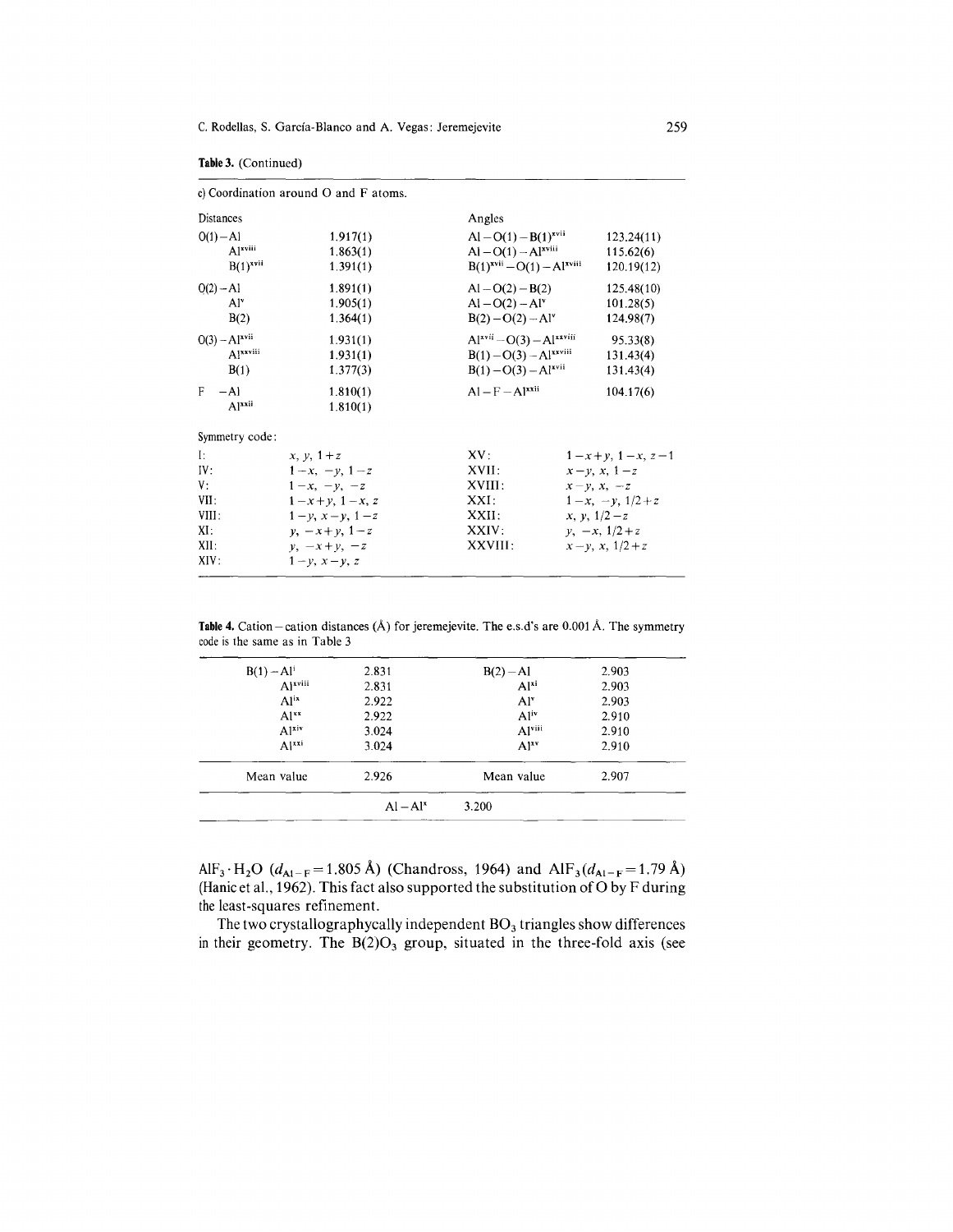**Table 3.** (Continued)

c) Coordination around O and F atoms.

| Distances | | Angles | |
|---|---|---|---|
| O(1) – Al | 1.917(1) | Al – O(1) – B(1)$^{xvii}$ | 123.24(11) |
| Al$^{xviii}$ | 1.863(1) | Al – O(1) – Al$^{xviii}$ | 115.62(6) |
| B(1)$^{xvii}$ | 1.391(1) | B(1)$^{xvii}$ – O(1) – Al$^{xviii}$ | 120.19(12) |
| O(2) – Al | 1.891(1) | Al – O(2) – B(2) | 125.48(10) |
| Al$^{v}$ | 1.905(1) | Al – O(2) – Al$^{v}$ | 101.28(5) |
| B(2) | 1.364(1) | B(2) – O(2) – Al$^{v}$ | 124.98(7) |
| O(3) – Al$^{xvii}$ | 1.931(1) | Al$^{xvii}$ – O(3) – Al$^{xxviii}$ | 95.33(8) |
| Al$^{xxviii}$ | 1.931(1) | B(1) – O(3) – Al$^{xxviii}$ | 131.43(4) |
| B(1) | 1.377(3) | B(1) – O(3) – Al$^{xvii}$ | 131.43(4) |
| F – Al | 1.810(1) | Al – F – Al$^{xxii}$ | 104.17(6) |
| Al$^{xxii}$ | 1.810(1) | | |

Symmetry code:

| | | | |
|---|---|---|---|
| I: | $x, y, 1+z$ | XV: | $1-x+y, 1-x, z-1$ |
| IV: | $1-x, -y, 1-z$ | XVII: | $x-y, x, 1-z$ |
| V: | $1-x, -y, -z$ | XVIII: | $x-y, x, -z$ |
| VII: | $1-x+y, 1-x, z$ | XXI: | $1-x, -y, 1/2+z$ |
| VIII: | $1-y, x-y, 1-z$ | XXII: | $x, y, 1/2-z$ |
| XI: | $y, -x+y, 1-z$ | XXIV: | $y, -x, 1/2+z$ |
| XII: | $y, -x+y, -z$ | XXVIII: | $x-y, x, 1/2+z$ |
| XIV: | $1-y, x-y, z$ | | |

**Table 4.** Cation – cation distances (Å) for jeremejevite. The e.s.d's are 0.001 Å. The symmetry code is the same as in Table 3

| | | | |
|---|---|---|---|
| B(1) – Al$^{i}$ | 2.831 | B(2) – Al | 2.903 |
| Al$^{xviii}$ | 2.831 | Al$^{xi}$ | 2.903 |
| Al$^{ix}$ | 2.922 | Al$^{v}$ | 2.903 |
| Al$^{xx}$ | 2.922 | Al$^{iv}$ | 2.910 |
| Al$^{xiv}$ | 3.024 | Al$^{viii}$ | 2.910 |
| Al$^{xxi}$ | 3.024 | Al$^{xv}$ | 2.910 |
| Mean value | 2.926 | Mean value | 2.907 |
| | Al – Al$^{x}$ | 3.200 | |

$AlF_3 \cdot H_2O$ ($d_{Al-F} = 1.805$ Å) (Chandross, 1964) and $AlF_3$ ($d_{Al-F} = 1.79$ Å) (Hanic et al., 1962). This fact also supported the substitution of O by F during the least-squares refinement.

The two crystallographycally independent $BO_3$ triangles show differences in their geometry. The $B(2)O_3$ group, situated in the three-fold axis (see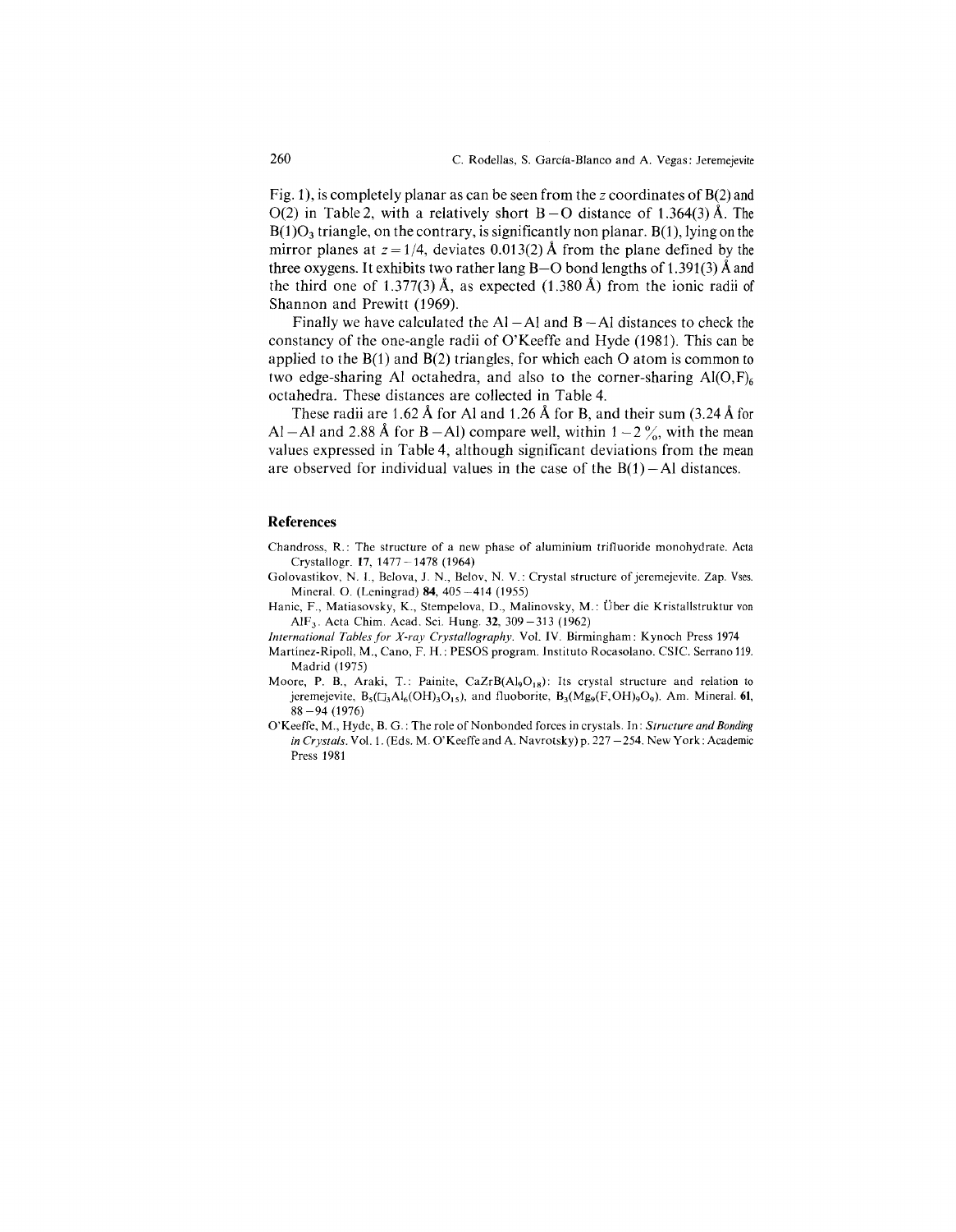Fig. 1), is completely planar as can be seen from the $z$ coordinates of B(2) and O(2) in Table 2, with a relatively short B–O distance of 1.364(3) Å. The $B(1)O_3$ triangle, on the contrary, is significantly non planar. B(1), lying on the mirror planes at $z = 1/4$, deviates 0.013(2) Å from the plane defined by the three oxygens. It exhibits two rather lang B–O bond lengths of 1.391(3) Å and the third one of 1.377(3) Å, as expected (1.380 Å) from the ionic radii of Shannon and Prewitt (1969).

Finally we have calculated the Al–Al and B–Al distances to check the constancy of the one-angle radii of O'Keeffe and Hyde (1981). This can be applied to the B(1) and B(2) triangles, for which each O atom is common to two edge-sharing Al octahedra, and also to the corner-sharing $Al(O,F)_6$ octahedra. These distances are collected in Table 4.

These radii are 1.62 Å for Al and 1.26 Å for B, and their sum (3.24 Å for Al–Al and 2.88 Å for B–Al) compare well, within 1–2%, with the mean values expressed in Table 4, although significant deviations from the mean are observed for individual values in the case of the B(1)–Al distances.

## References

Chandross, R.: The structure of a new phase of aluminium trifluoride monohydrate. Acta Crystallogr. **17**, 1477–1478 (1964)

Golovastikov, N. I., Belova, J. N., Belov, N. V.: Crystal structure of jeremejevite. Zap. Vses. Mineral. O. (Leningrad) **84**, 405–414 (1955)

Hanic, F., Matiasovsky, K., Stempelova, D., Malinovsky, M.: Über die Kristallstruktur von $AlF_3$. Acta Chim. Acad. Sci. Hung. **32**, 309–313 (1962)

*International Tables for X-ray Crystallography*. Vol. IV. Birmingham: Kynoch Press 1974

Martínez-Ripoll, M., Cano, F. H.: PESOS program. Instituto Rocasolano. CSIC. Serrano 119. Madrid (1975)

Moore, P. B., Araki, T.: Painite, $CaZrB(Al_9O_{18})$: Its crystal structure and relation to jeremejevite, $B_5(\square_3Al_6(OH)_3O_{15})$, and fluoborite, $B_3(Mg_9(F,OH)_9O_9)$. Am. Mineral. **61**, 88–94 (1976)

O'Keeffe, M., Hyde, B. G.: The role of Nonbonded forces in crystals. In: *Structure and Bonding in Crystals*. Vol. 1. (Eds. M. O'Keeffe and A. Navrotsky) p. 227–254. New York: Academic Press 1981